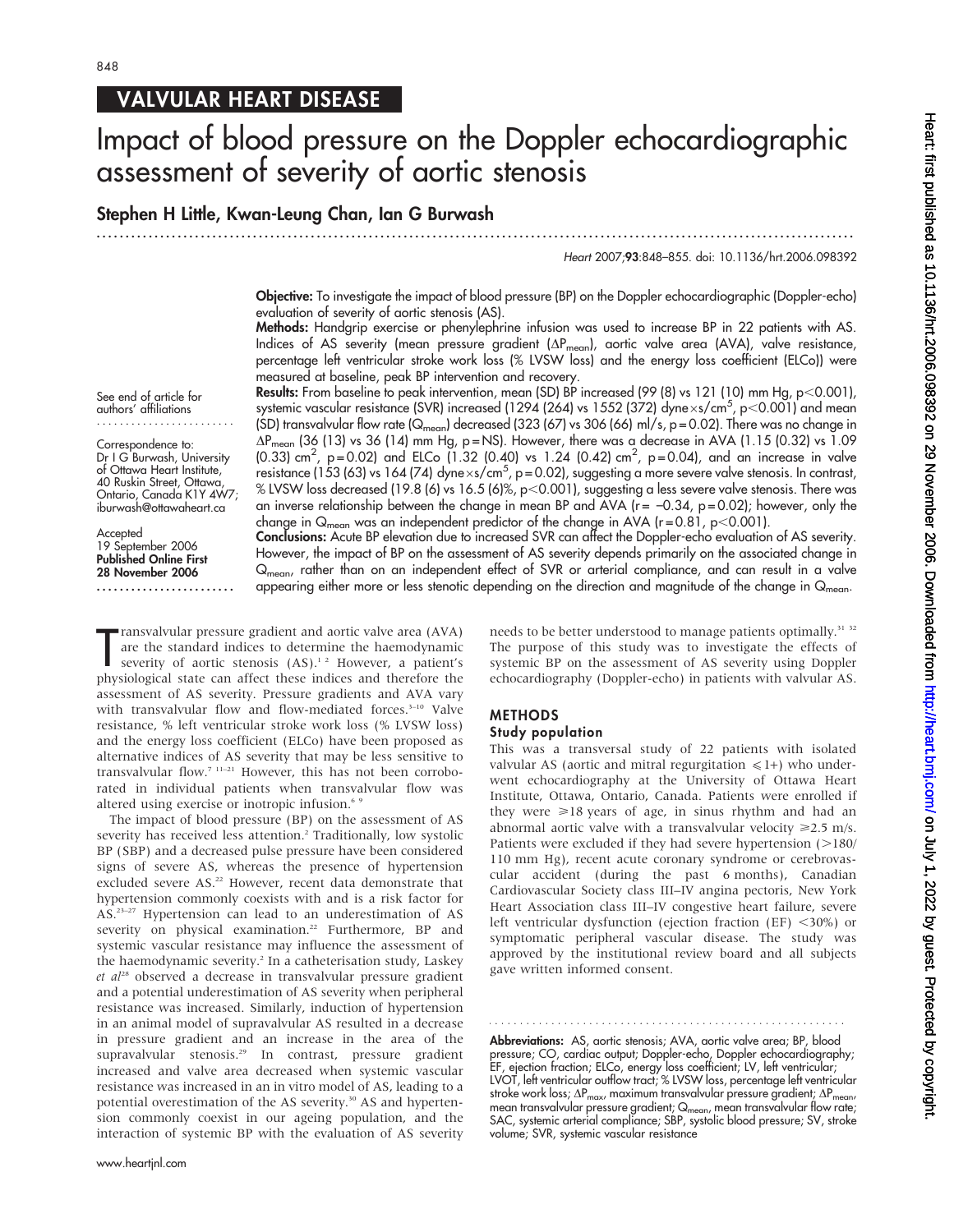VALVULAR HEART DISEASE

# Impact of blood pressure on the Doppler echocardiographic assessment of severity of aortic stenosis

**Stephen H Little, Kwan-Leung Chan, Ian G Burwash**

*Heart* 2007;**93**:848–855. doi: 10.1136/hrt.2006.098392

See end of article for authors' affiliations

Correspondence to: Dr I G Burwash, University of Ottawa Heart Institute, 40 Ruskin Street, Ottawa, Ontario, Canada K1Y 4W7; iburwash@ottawaheart.ca

Accepted 19 September 2006
**Published Online First 28 November 2006**

**Objective:** To investigate the impact of blood pressure (BP) on the Doppler echocardiographic (Doppler-echo) evaluation of severity of aortic stenosis (AS).

**Methods:** Handgrip exercise or phenylephrine infusion was used to increase BP in 22 patients with AS. Indices of AS severity (mean pressure gradient ($\Delta P_{mean}$), aortic valve area (AVA), valve resistance, percentage left ventricular stroke work loss (% LVSW loss) and the energy loss coefficient (ELCo)) were measured at baseline, peak BP intervention and recovery.

**Results:** From baseline to peak intervention, mean (SD) BP increased (99 (8) vs 121 (10) mm Hg, $p<0.001$), systemic vascular resistance (SVR) increased (1294 (264) vs 1552 (372) dyne×s/cm$^5$, $p<0.001$) and mean (SD) transvalvular flow rate ($Q_{mean}$) decreased (323 (67) vs 306 (66) ml/s, p = 0.02). There was no change in $\Delta P_{mean}$ (36 (13) vs 36 (14) mm Hg, p = NS). However, there was a decrease in AVA (1.15 (0.32) vs 1.09 (0.33) cm$^2$, p = 0.02) and ELCo (1.32 (0.40) vs 1.24 (0.42) cm$^2$, p = 0.04), and an increase in valve resistance (153 (63) vs 164 (74) dyne×s/cm$^5$, p = 0.02), suggesting a more severe valve stenosis. In contrast, % LVSW loss decreased (19.8 (6) vs 16.5 (6)%, $p<0.001$), suggesting a less severe valve stenosis. There was an inverse relationship between the change in mean BP and AVA (r = −0.34, p = 0.02); however, only the change in $Q_{mean}$ was an independent predictor of the change in AVA (r = 0.81, $p<0.001$).

**Conclusions:** Acute BP elevation due to increased SVR can affect the Doppler-echo evaluation of AS severity. However, the impact of BP on the assessment of AS severity depends primarily on the associated change in $Q_{mean}$, rather than on an independent effect of SVR or arterial compliance, and can result in a valve appearing either more or less stenotic depending on the direction and magnitude of the change in $Q_{mean}$.

Transvalvular pressure gradient and aortic valve area (AVA) are the standard indices to determine the haemodynamic severity of aortic stenosis (AS).[1 2] However, a patient's physiological state can affect these indices and therefore the assessment of AS severity. Pressure gradients and AVA vary with transvalvular flow and flow-mediated forces.[3–10] Valve resistance, % left ventricular stroke work loss (% LVSW loss) and the energy loss coefficient (ELCo) have been proposed as alternative indices of AS severity that may be less sensitive to transvalvular flow.[7 11–21] However, this has not been corroborated in individual patients when transvalvular flow was altered using exercise or inotropic infusion.[6 9]

The impact of blood pressure (BP) on the assessment of AS severity has received less attention.[2] Traditionally, low systolic BP (SBP) and a decreased pulse pressure have been considered signs of severe AS, whereas the presence of hypertension excluded severe AS.[22] However, recent data demonstrate that hypertension commonly coexists with and is a risk factor for AS.[23–27] Hypertension can lead to an underestimation of AS severity on physical examination.[22] Furthermore, BP and systemic vascular resistance may influence the assessment of the haemodynamic severity.[2] In a catheterisation study, Laskey *et al*[28] observed a decrease in transvalvular pressure gradient and a potential underestimation of AS severity when peripheral resistance was increased. Similarly, induction of hypertension in an animal model of supravalvular AS resulted in a decrease in pressure gradient and an increase in the area of the supravalvular stenosis.[29] In contrast, pressure gradient increased and valve area decreased when systemic vascular resistance was increased in an in vitro model of AS, leading to a potential overestimation of the AS severity.[30] AS and hypertension commonly coexist in our ageing population, and the interaction of systemic BP with the evaluation of AS severity needs to be better understood to manage patients optimally.[31 32] The purpose of this study was to investigate the effects of systemic BP on the assessment of AS severity using Doppler echocardiography (Doppler-echo) in patients with valvular AS.

## METHODS

### Study population

This was a transversal study of 22 patients with isolated valvular AS (aortic and mitral regurgitation ⩽1+) who underwent echocardiography at the University of Ottawa Heart Institute, Ottawa, Ontario, Canada. Patients were enrolled if they were ⩾18 years of age, in sinus rhythm and had an abnormal aortic valve with a transvalvular velocity ⩾2.5 m/s. Patients were excluded if they had severe hypertension (>180/110 mm Hg), recent acute coronary syndrome or cerebrovascular accident (during the past 6 months), Canadian Cardiovascular Society class III–IV angina pectoris, New York Heart Association class III–IV congestive heart failure, severe left ventricular dysfunction (ejection fraction (EF) <30%) or symptomatic peripheral vascular disease. The study was approved by the institutional review board and all subjects gave written informed consent.

**Abbreviations:** AS, aortic stenosis; AVA, aortic valve area; BP, blood pressure; CO, cardiac output; Doppler-echo, Doppler echocardiography; EF, ejection fraction; ELCo, energy loss coefficient; LV, left ventricular; LVOT, left ventricular outflow tract; % LVSW loss, percentage left ventricular stroke work loss; $\Delta P_{max}$, maximum transvalvular pressure gradient; $\Delta P_{mean}$, mean transvalvular pressure gradient; $Q_{mean}$, mean transvalvular flow rate; SAC, systemic arterial compliance; SBP, systolic blood pressure; SV, stroke volume; SVR, systemic vascular resistance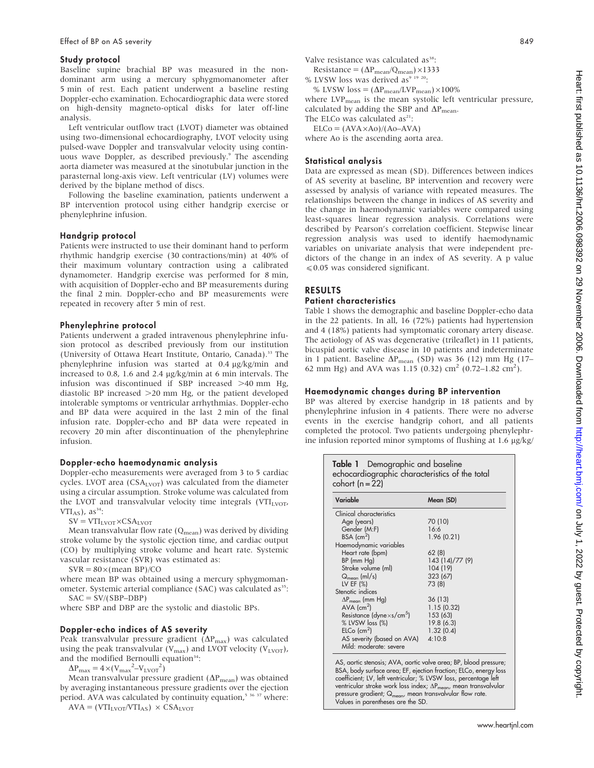### Study protocol

Baseline supine brachial BP was measured in the non-dominant arm using a mercury sphygmomanometer after 5 min of rest. Each patient underwent a baseline resting Doppler-echo examination. Echocardiographic data were stored on high-density magneto-optical disks for later off-line analysis.

Left ventricular outflow tract (LVOT) diameter was obtained using two-dimensional echocardiography, LVOT velocity using pulsed-wave Doppler and transvalvular velocity using continuous wave Doppler, as described previously.[9] The ascending aorta diameter was measured at the sinotubular junction in the parasternal long-axis view. Left ventricular (LV) volumes were derived by the biplane method of discs.

Following the baseline examination, patients underwent a BP intervention protocol using either handgrip exercise or phenylephrine infusion.

### Handgrip protocol

Patients were instructed to use their dominant hand to perform rhythmic handgrip exercise (30 contractions/min) at 40% of their maximum voluntary contraction using a calibrated dynamometer. Handgrip exercise was performed for 8 min, with acquisition of Doppler-echo and BP measurements during the final 2 min. Doppler-echo and BP measurements were repeated in recovery after 5 min of rest.

### Phenylephrine protocol

Patients underwent a graded intravenous phenylephrine infusion protocol as described previously from our institution (University of Ottawa Heart Institute, Ontario, Canada).[33] The phenylephrine infusion was started at 0.4 μg/kg/min and increased to 0.8, 1.6 and 2.4 μg/kg/min at 6 min intervals. The infusion was discontinued if SBP increased >40 mm Hg, diastolic BP increased >20 mm Hg, or the patient developed intolerable symptoms or ventricular arrhythmias. Doppler-echo and BP data were acquired in the last 2 min of the final infusion rate. Doppler-echo and BP data were repeated in recovery 20 min after discontinuation of the phenylephrine infusion.

### Doppler-echo haemodynamic analysis

Doppler-echo measurements were averaged from 3 to 5 cardiac cycles. LVOT area ($CSA_{LVOT}$) was calculated from the diameter using a circular assumption. Stroke volume was calculated from the LVOT and transvalvular velocity time integrals ($VTI_{LVOT}$, $VTI_{AS}$), as[34]:

$$SV = VTI_{LVOT} \times CSA_{LVOT}$$

Mean transvalvular flow rate ($Q_{mean}$) was derived by dividing stroke volume by the systolic ejection time, and cardiac output (CO) by multiplying stroke volume and heart rate. Systemic vascular resistance (SVR) was estimated as:

$$SVR = 80 \times (\text{mean BP})/CO$$

where mean BP was obtained using a mercury sphygmomanometer. Systemic arterial compliance (SAC) was calculated as[35]:

$$SAC = SV/(SBP–DBP)$$

where SBP and DBP are the systolic and diastolic BPs.

### Doppler-echo indices of AS severity

Peak transvalvular pressure gradient ($\Delta P_{max}$) was calculated using the peak transvalvular ($V_{max}$) and LVOT velocity ($V_{LVOT}$), and the modified Bernoulli equation[34]:

$$\Delta P_{max} = 4 \times (V_{max}^2 – V_{LVOT}^2)$$

Mean transvalvular pressure gradient ($\Delta P_{mean}$) was obtained by averaging instantaneous pressure gradients over the ejection period. AVA was calculated by continuity equation,[5 36 37] where:

$$AVA = (VTI_{LVOT}/VTI_{AS}) \times CSA_{LVOT}$$

Valve resistance was calculated as[38]:

$$\text{Resistance} = (\Delta P_{mean}/Q_{mean}) \times 1333$$

% LVSW loss was derived as[9 19 20]:

$$\text{\% LVSW loss} = (\Delta P_{mean}/LVP_{mean}) \times 100\%$$

where $LVP_{mean}$ is the mean systolic left ventricular pressure, calculated by adding the SBP and $\Delta P_{mean}$.

The ELCo was calculated as[21]:

$$ELCo = (AVA \times Ao)/(Ao–AVA)$$

where Ao is the ascending aorta area.

### Statistical analysis

Data are expressed as mean (SD). Differences between indices of AS severity at baseline, BP intervention and recovery were assessed by analysis of variance with repeated measures. The relationships between the change in indices of AS severity and the change in haemodynamic variables were compared using least-squares linear regression analysis. Correlations were described by Pearson's correlation coefficient. Stepwise linear regression analysis was used to identify haemodynamic variables on univariate analysis that were independent predictors of the change in an index of AS severity. A p value ⩽0.05 was considered significant.

## RESULTS

### Patient characteristics

Table 1 shows the demographic and baseline Doppler-echo data in the 22 patients. In all, 16 (72%) patients had hypertension and 4 (18%) patients had symptomatic coronary artery disease. The aetiology of AS was degenerative (trileaflet) in 11 patients, bicuspid aortic valve disease in 10 patients and indeterminate in 1 patient. Baseline $\Delta P_{mean}$ (SD) was 36 (12) mm Hg (17–62 mm Hg) and AVA was 1.15 (0.32) $cm^2$ (0.72–1.82 $cm^2$).

### Haemodynamic changes during BP intervention

BP was altered by exercise handgrip in 18 patients and by phenylephrine infusion in 4 patients. There were no adverse events in the exercise handgrip cohort, and all patients completed the protocol. Two patients undergoing phenylephrine infusion reported minor symptoms of flushing at 1.6 μg/kg/

**Table 1** Demographic and baseline echocardiographic characteristics of the total cohort (n = 22)

| Variable | Mean (SD) |
|---|---|
| Clinical characteristics | |
| Age (years) | 70 (10) |
| Gender (M:F) | 16:6 |
| BSA ($cm^2$) | 1.96 (0.21) |
| Haemodynamic variables | |
| Heart rate (bpm) | 62 (8) |
| BP (mm Hg) | 143 (14)/77 (9) |
| Stroke volume (ml) | 104 (19) |
| $Q_{mean}$ (ml/s) | 323 (67) |
| LV EF (%) | 73 (8) |
| Stenotic indices | |
| $\Delta P_{mean}$ (mm Hg) | 36 (13) |
| AVA ($cm^2$) | 1.15 (0.32) |
| Resistance ($dyne \times s/cm^5$) | 153 (63) |
| % LVSW loss (%) | 19.8 (6.3) |
| ELCo ($cm^2$) | 1.32 (0.4) |
| AS severity (based on AVA) Mild: moderate: severe | 4:10:8 |

AS, aortic stenosis; AVA, aortic valve area; BP, blood pressure; BSA, body surface area; EF, ejection fraction; ELCo, energy loss coefficient; LV, left ventricular; % LVSW loss, percentage left ventricular stroke work loss index; $\Delta P_{mean}$, mean transvalvular pressure gradient; $Q_{mean}$, mean transvalvular flow rate. Values in parentheses are the SD.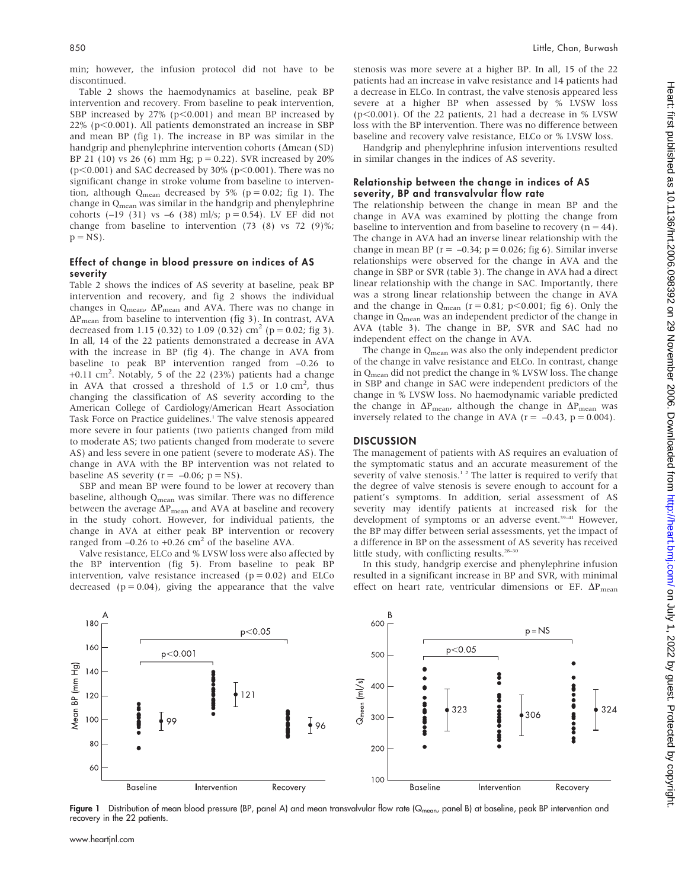min; however, the infusion protocol did not have to be discontinued.

Table 2 shows the haemodynamics at baseline, peak BP intervention and recovery. From baseline to peak intervention, SBP increased by 27% ($p<0.001$) and mean BP increased by 22% ($p<0.001$). All patients demonstrated an increase in SBP and mean BP (fig 1). The increase in BP was similar in the handgrip and phenylephrine intervention cohorts (Δmean (SD) BP 21 (10) vs 26 (6) mm Hg; $p = 0.22$). SVR increased by 20% ($p<0.001$) and SAC decreased by 30% ($p<0.001$). There was no significant change in stroke volume from baseline to intervention, although $Q_{mean}$ decreased by 5% ($p = 0.02$; fig 1). The change in $Q_{mean}$ was similar in the handgrip and phenylephrine cohorts (–19 (31) vs –6 (38) ml/s; $p = 0.54$). LV EF did not change from baseline to intervention (73 (8) vs 72 (9)%; $p$ = NS).

### Effect of change in blood pressure on indices of AS severity

Table 2 shows the indices of AS severity at baseline, peak BP intervention and recovery, and fig 2 shows the individual changes in $Q_{mean}$, $\Delta P_{mean}$ and AVA. There was no change in $\Delta P_{mean}$ from baseline to intervention (fig 3). In contrast, AVA decreased from 1.15 (0.32) to 1.09 (0.32) $cm^2$ ($p = 0.02$; fig 3). In all, 14 of the 22 patients demonstrated a decrease in AVA with the increase in BP (fig 4). The change in AVA from baseline to peak BP intervention ranged from –0.26 to +0.11 $cm^2$. Notably, 5 of the 22 (23%) patients had a change in AVA that crossed a threshold of 1.5 or 1.0 $cm^2$, thus changing the classification of AS severity according to the American College of Cardiology/American Heart Association Task Force on Practice guidelines.[1] The valve stenosis appeared more severe in four patients (two patients changed from mild to moderate AS; two patients changed from moderate to severe AS) and less severe in one patient (severe to moderate AS). The change in AVA with the BP intervention was not related to baseline AS severity ($r = -0.06$; $p$ = NS).

SBP and mean BP were found to be lower at recovery than baseline, although $Q_{mean}$ was similar. There was no difference between the average $\Delta P_{mean}$ and AVA at baseline and recovery in the study cohort. However, for individual patients, the change in AVA at either peak BP intervention or recovery ranged from –0.26 to +0.26 $cm^2$ of the baseline AVA.

Valve resistance, ELCo and % LVSW loss were also affected by the BP intervention (fig 5). From baseline to peak BP intervention, valve resistance increased ($p = 0.02$) and ELCo decreased ($p = 0.04$), giving the appearance that the valve stenosis was more severe at a higher BP. In all, 15 of the 22 patients had an increase in valve resistance and 14 patients had a decrease in ELCo. In contrast, the valve stenosis appeared less severe at a higher BP when assessed by % LVSW loss ($p<0.001$). Of the 22 patients, 21 had a decrease in % LVSW loss with the BP intervention. There was no difference between baseline and recovery valve resistance, ELCo or % LVSW loss.

Handgrip and phenylephrine infusion interventions resulted in similar changes in the indices of AS severity.

### Relationship between the change in indices of AS severity, BP and transvalvular flow rate

The relationship between the change in mean BP and the change in AVA was examined by plotting the change from baseline to intervention and from baseline to recovery ($n = 44$). The change in AVA had an inverse linear relationship with the change in mean BP ($r = -0.34$; $p = 0.026$; fig 6). Similar inverse relationships were observed for the change in AVA and the change in SBP or SVR (table 3). The change in AVA had a direct linear relationship with the change in SAC. Importantly, there was a strong linear relationship between the change in AVA and the change in $Q_{mean}$ ($r = 0.81$; $p<0.001$; fig 6). Only the change in $Q_{mean}$ was an independent predictor of the change in AVA (table 3). The change in BP, SVR and SAC had no independent effect on the change in AVA.

The change in $Q_{mean}$ was also the only independent predictor of the change in valve resistance and ELCo. In contrast, change in $Q_{mean}$ did not predict the change in % LVSW loss. The change in SBP and change in SAC were independent predictors of the change in % LVSW loss. No haemodynamic variable predicted the change in $\Delta P_{mean}$, although the change in $\Delta P_{mean}$ was inversely related to the change in AVA ($r = -0.43$, $p = 0.004$).

## DISCUSSION

The management of patients with AS requires an evaluation of the symptomatic status and an accurate measurement of the severity of valve stenosis.[1,2] The latter is required to verify that the degree of valve stenosis is severe enough to account for a patient's symptoms. In addition, serial assessment of AS severity may identify patients at increased risk for the development of symptoms or an adverse event.[39–41] However, the BP may differ between serial assessments, yet the impact of a difference in BP on the assessment of AS severity has received little study, with conflicting results.[28–30]

In this study, handgrip exercise and phenylephrine infusion resulted in a significant increase in BP and SVR, with minimal effect on heart rate, ventricular dimensions or EF. $\Delta P_{mean}$

**Figure 1** Distribution of mean blood pressure (BP, panel A) and mean transvalvular flow rate ($Q_{mean}$, panel B) at baseline, peak BP intervention and recovery in the 22 patients.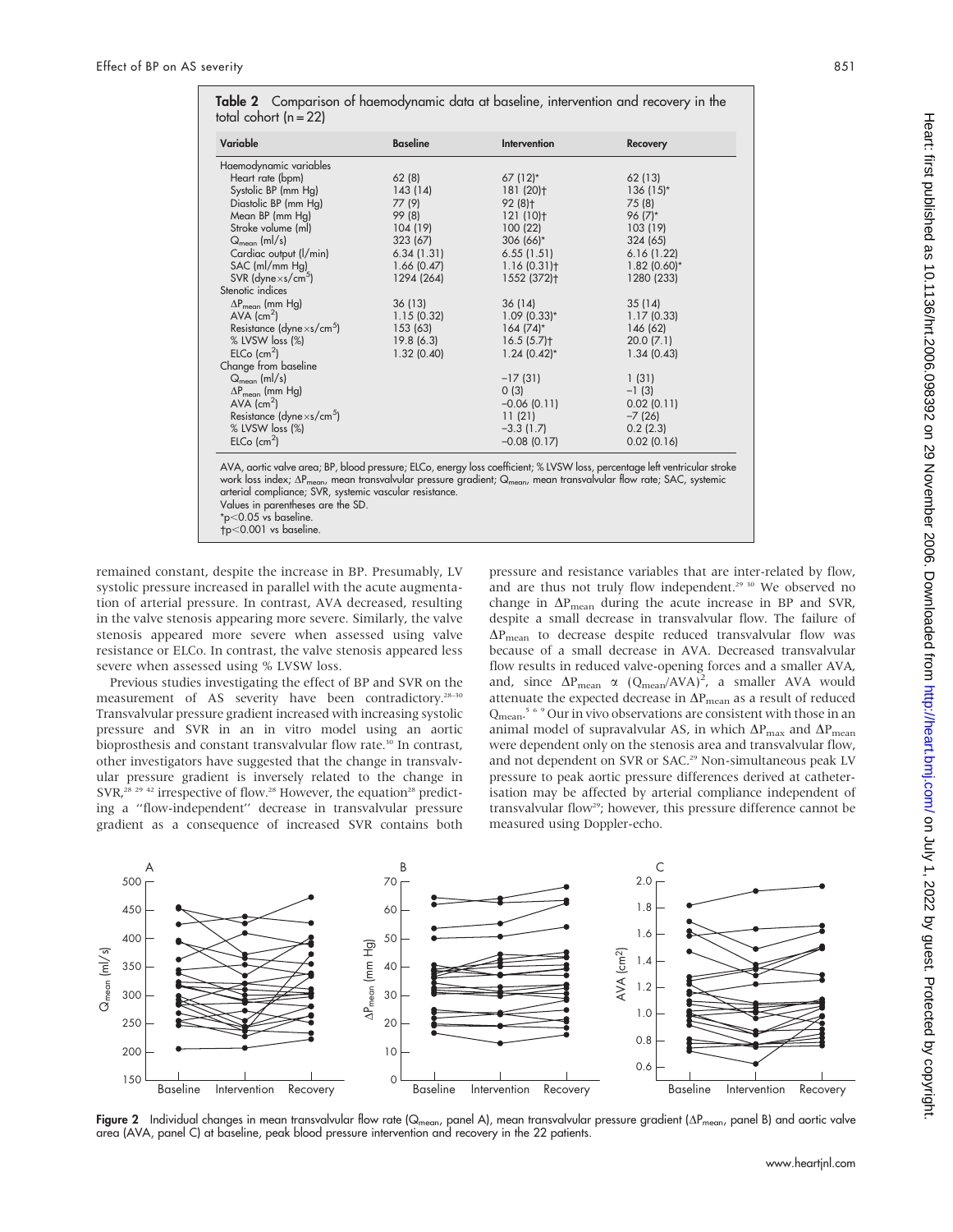**Table 2** Comparison of haemodynamic data at baseline, intervention and recovery in the total cohort (n = 22)

| Variable | Baseline | Intervention | Recovery |
|---|---|---|---|
| Haemodynamic variables | | | |
| Heart rate (bpm) | 62 (8) | 67 (12)* | 62 (13) |
| Systolic BP (mm Hg) | 143 (14) | 181 (20)† | 136 (15)* |
| Diastolic BP (mm Hg) | 77 (9) | 92 (8)† | 75 (8) |
| Mean BP (mm Hg) | 99 (8) | 121 (10)† | 96 (7)* |
| Stroke volume (ml) | 104 (19) | 100 (22) | 103 (19) |
| $Q_{mean}$ (ml/s) | 323 (67) | 306 (66)* | 324 (65) |
| Cardiac output (l/min) | 6.34 (1.31) | 6.55 (1.51) | 6.16 (1.22) |
| SAC (ml/mm Hg) | 1.66 (0.47) | 1.16 (0.31)† | 1.82 (0.60)* |
| SVR (dyne×s/cm$^5$) | 1294 (264) | 1552 (372)† | 1280 (233) |
| Stenotic indices | | | |
| $\Delta P_{mean}$ (mm Hg) | 36 (13) | 36 (14) | 35 (14) |
| AVA (cm$^2$) | 1.15 (0.32) | 1.09 (0.33)* | 1.17 (0.33) |
| Resistance (dyne×s/cm$^5$) | 153 (63) | 164 (74)* | 146 (62) |
| % LVSW loss (%) | 19.8 (6.3) | 16.5 (5.7)† | 20.0 (7.1) |
| ELCo (cm$^2$) | 1.32 (0.40) | 1.24 (0.42)* | 1.34 (0.43) |
| Change from baseline | | | |
| $Q_{mean}$ (ml/s) | | −17 (31) | 1 (31) |
| $\Delta P_{mean}$ (mm Hg) | | 0 (3) | −1 (3) |
| AVA (cm$^2$) | | −0.06 (0.11) | 0.02 (0.11) |
| Resistance (dyne×s/cm$^5$) | | 11 (21) | −7 (26) |
| % LVSW loss (%) | | −3.3 (1.7) | 0.2 (2.3) |
| ELCo (cm$^2$) | | −0.08 (0.17) | 0.02 (0.16) |

AVA, aortic valve area; BP, blood pressure; ELCo, energy loss coefficient; % LVSW loss, percentage left ventricular stroke work loss index; $\Delta P_{mean}$, mean transvalvular pressure gradient; $Q_{mean}$, mean transvalvular flow rate; SAC, systemic arterial compliance; SVR, systemic vascular resistance.
Values in parentheses are the SD.
*$p<0.05$ vs baseline.
†$p<0.001$ vs baseline.

remained constant, despite the increase in BP. Presumably, LV systolic pressure increased in parallel with the acute augmentation of arterial pressure. In contrast, AVA decreased, resulting in the valve stenosis appearing more severe. Similarly, the valve stenosis appeared more severe when assessed using valve resistance or ELCo. In contrast, the valve stenosis appeared less severe when assessed using % LVSW loss.

Previous studies investigating the effect of BP and SVR on the measurement of AS severity have been contradictory.[28–30] Transvalvular pressure gradient increased with increasing systolic pressure and SVR in an in vitro model using an aortic bioprosthesis and constant transvalvular flow rate.[30] In contrast, other investigators have suggested that the change in transvalvular pressure gradient is inversely related to the change in SVR,[28 29 42] irrespective of flow.[28] However, the equation[28] predicting a "flow-independent" decrease in transvalvular pressure gradient as a consequence of increased SVR contains both pressure and resistance variables that are inter-related by flow, and are thus not truly flow independent.[29 30] We observed no change in $\Delta P_{mean}$ during the acute increase in BP and SVR, despite a small decrease in transvalvular flow. The failure of $\Delta P_{mean}$ to decrease despite reduced transvalvular flow was because of a small decrease in AVA. Decreased transvalvular flow results in reduced valve-opening forces and a smaller AVA, and, since $\Delta P_{mean} \propto (Q_{mean}/AVA)^2$, a smaller AVA would attenuate the expected decrease in $\Delta P_{mean}$ as a result of reduced $Q_{mean}$.[5 6 9] Our in vivo observations are consistent with those in an animal model of supravalvular AS, in which $\Delta P_{max}$ and $\Delta P_{mean}$ were dependent only on the stenosis area and transvalvular flow, and not dependent on SVR or SAC.[29] Non-simultaneous peak LV pressure to peak aortic pressure differences derived at catheterisation may be affected by arterial compliance independent of transvalvular flow[29]; however, this pressure difference cannot be measured using Doppler-echo.

**Figure 2** Individual changes in mean transvalvular flow rate ($Q_{mean}$, panel A), mean transvalvular pressure gradient ($\Delta P_{mean}$, panel B) and aortic valve area (AVA, panel C) at baseline, peak blood pressure intervention and recovery in the 22 patients.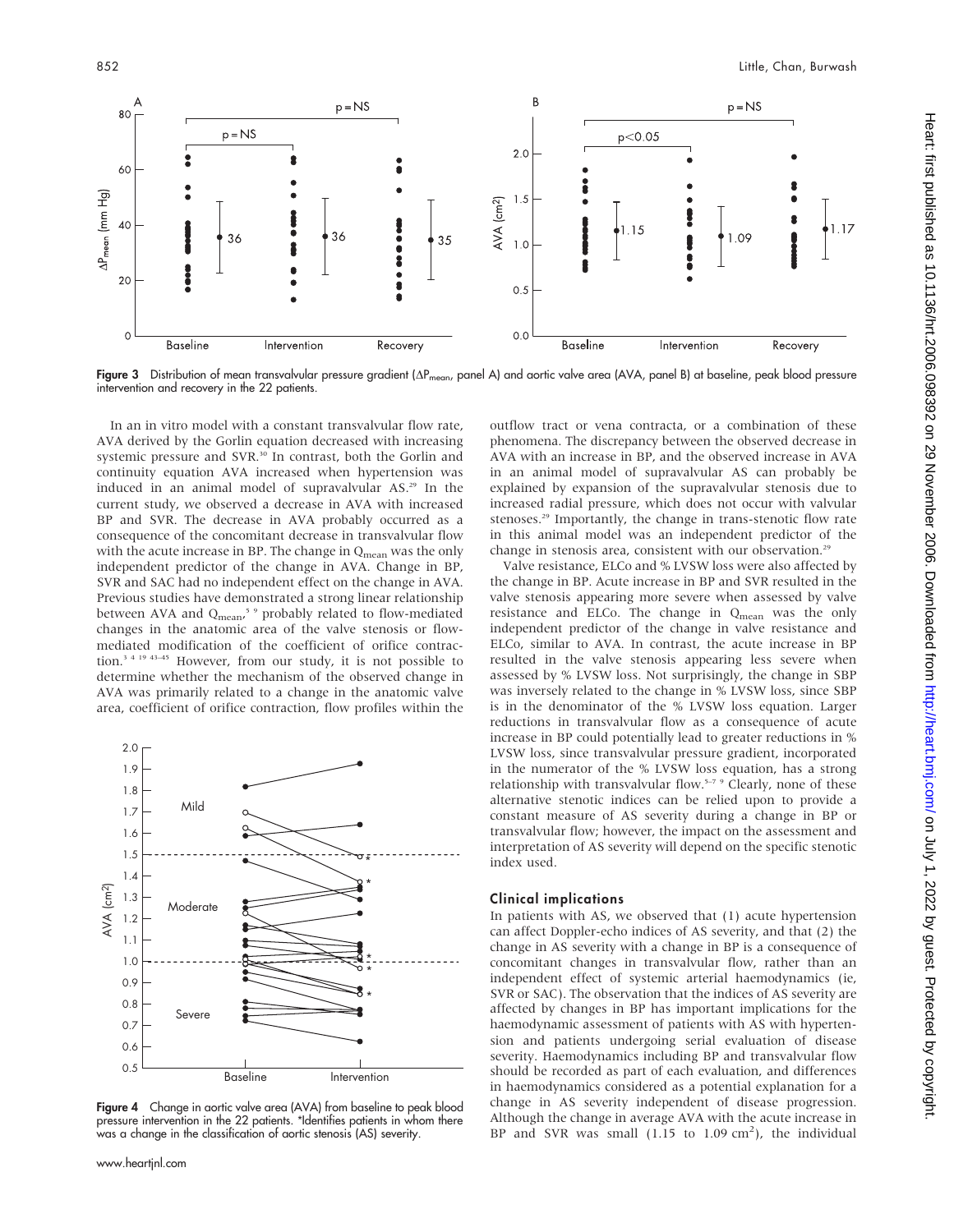**Figure 3** Distribution of mean transvalvular pressure gradient ($\Delta P_{mean}$, panel A) and aortic valve area (AVA, panel B) at baseline, peak blood pressure intervention and recovery in the 22 patients.

In an in vitro model with a constant transvalvular flow rate, AVA derived by the Gorlin equation decreased with increasing systemic pressure and SVR.[30] In contrast, both the Gorlin and continuity equation AVA increased when hypertension was induced in an animal model of supravalvular AS.[29] In the current study, we observed a decrease in AVA with increased BP and SVR. The decrease in AVA probably occurred as a consequence of the concomitant decrease in transvalvular flow with the acute increase in BP. The change in $Q_{mean}$ was the only independent predictor of the change in AVA. Change in BP, SVR and SAC had no independent effect on the change in AVA. Previous studies have demonstrated a strong linear relationship between AVA and $Q_{mean}$,[5 9] probably related to flow-mediated changes in the anatomic area of the valve stenosis or flow-mediated modification of the coefficient of orifice contraction.[3 4 19 43–45] However, from our study, it is not possible to determine whether the mechanism of the observed change in AVA was primarily related to a change in the anatomic valve area, coefficient of orifice contraction, flow profiles within the outflow tract or vena contracta, or a combination of these phenomena. The discrepancy between the observed decrease in AVA with an increase in BP, and the observed increase in AVA in an animal model of supravalvular AS can probably be explained by expansion of the supravalvular stenosis due to increased radial pressure, which does not occur with valvular stenoses.[29] Importantly, the change in trans-stenotic flow rate in this animal model was an independent predictor of the change in stenosis area, consistent with our observation.[29]

**Figure 4** Change in aortic valve area (AVA) from baseline to peak blood pressure intervention in the 22 patients. *Identifies patients in whom there was a change in the classification of aortic stenosis (AS) severity.

Valve resistance, ELCo and % LVSW loss were also affected by the change in BP. Acute increase in BP and SVR resulted in the valve stenosis appearing more severe when assessed by valve resistance and ELCo. The change in $Q_{mean}$ was the only independent predictor of the change in valve resistance and ELCo, similar to AVA. In contrast, the acute increase in BP resulted in the valve stenosis appearing less severe when assessed by % LVSW loss. Not surprisingly, the change in SBP was inversely related to the change in % LVSW loss, since SBP is in the denominator of the % LVSW loss equation. Larger reductions in transvalvular flow as a consequence of acute increase in BP could potentially lead to greater reductions in % LVSW loss, since transvalvular pressure gradient, incorporated in the numerator of the % LVSW loss equation, has a strong relationship with transvalvular flow.[5–7 9] Clearly, none of these alternative stenotic indices can be relied upon to provide a constant measure of AS severity during a change in BP or transvalvular flow; however, the impact on the assessment and interpretation of AS severity will depend on the specific stenotic index used.

### Clinical implications

In patients with AS, we observed that (1) acute hypertension can affect Doppler-echo indices of AS severity, and that (2) the change in AS severity with a change in BP is a consequence of concomitant changes in transvalvular flow, rather than an independent effect of systemic arterial haemodynamics (ie, SVR or SAC). The observation that the indices of AS severity are affected by changes in BP has important implications for the haemodynamic assessment of patients with AS with hypertension and patients undergoing serial evaluation of disease severity. Haemodynamics including BP and transvalvular flow should be recorded as part of each evaluation, and differences in haemodynamics considered as a potential explanation for a change in AS severity independent of disease progression. Although the change in average AVA with the acute increase in BP and SVR was small (1.15 to 1.09 $cm^2$), the individual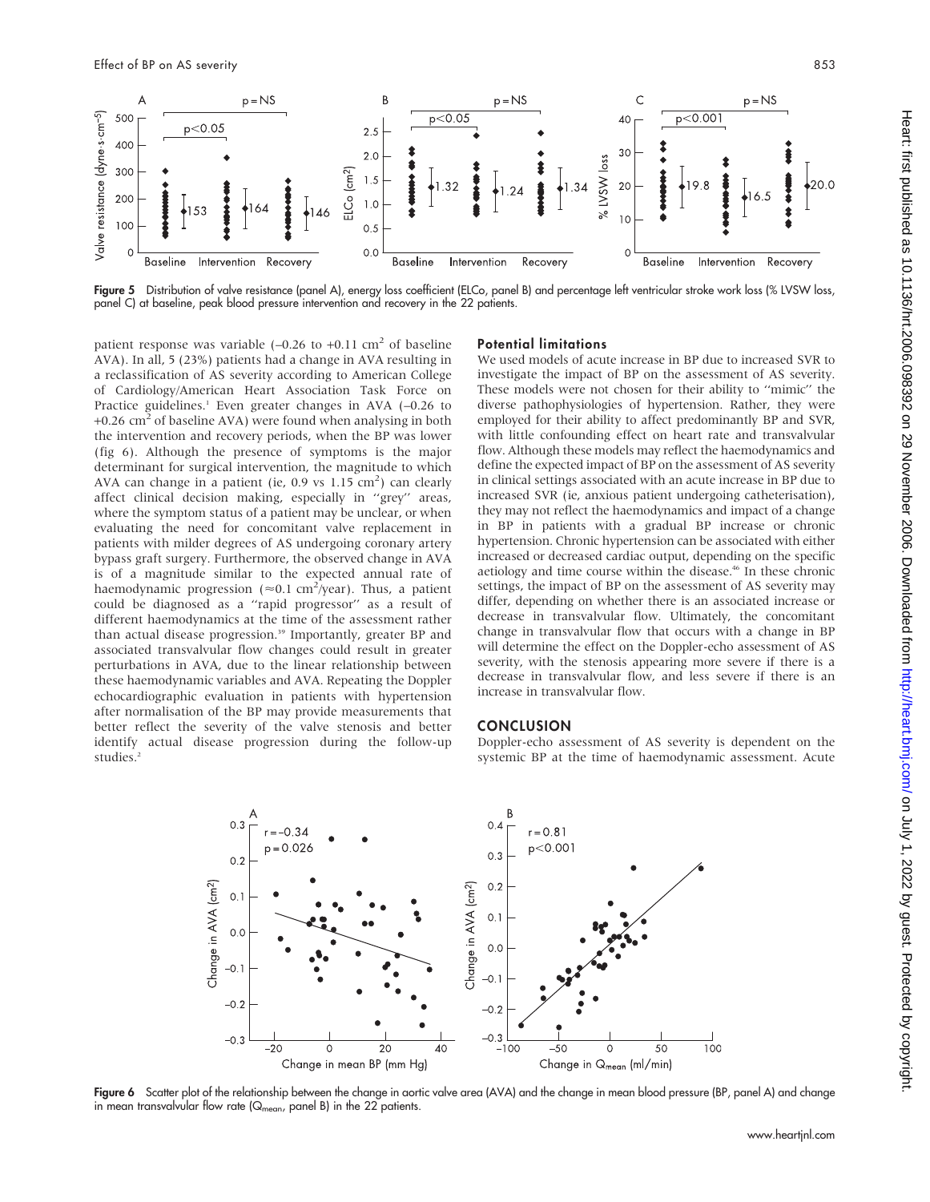A

p = NS

p<0.05

Valve resistance (dyne·s·cm⁻⁵)

500
400
300
200
100
0

153

164

146

Baseline Intervention Recovery

B

p = NS

p<0.05

ELCo (cm²)

2.5
2.0
1.5
1.0
0.5
0.0

1.32

1.24

1.34

Baseline Intervention Recovery

C

p = NS

p<0.001

% LVSW loss

40
30
20
10
0

19.8

16.5

20.0

Baseline Intervention Recovery

**Figure 5** Distribution of valve resistance (panel A), energy loss coefficient (ELCo, panel B) and percentage left ventricular stroke work loss (% LVSW loss, panel C) at baseline, peak blood pressure intervention and recovery in the 22 patients.

patient response was variable (–0.26 to +0.11 $cm^2$ of baseline AVA). In all, 5 (23%) patients had a change in AVA resulting in a reclassification of AS severity according to American College of Cardiology/American Heart Association Task Force on Practice guidelines.[1] Even greater changes in AVA (–0.26 to +0.26 $cm^2$ of baseline AVA) were found when analysing in both the intervention and recovery periods, when the BP was lower (fig 6). Although the presence of symptoms is the major determinant for surgical intervention, the magnitude to which AVA can change in a patient (ie, 0.9 vs 1.15 $cm^2$) can clearly affect clinical decision making, especially in ''grey'' areas, where the symptom status of a patient may be unclear, or when evaluating the need for concomitant valve replacement in patients with milder degrees of AS undergoing coronary artery bypass graft surgery. Furthermore, the observed change in AVA is of a magnitude similar to the expected annual rate of haemodynamic progression (≈0.1 $cm^2$/year). Thus, a patient could be diagnosed as a ''rapid progressor'' as a result of different haemodynamics at the time of the assessment rather than actual disease progression.[39] Importantly, greater BP and associated transvalvular flow changes could result in greater perturbations in AVA, due to the linear relationship between these haemodynamic variables and AVA. Repeating the Doppler echocardiographic evaluation in patients with hypertension after normalisation of the BP may provide measurements that better reflect the severity of the valve stenosis and better identify actual disease progression during the follow-up studies.[2]

### Potential limitations

We used models of acute increase in BP due to increased SVR to investigate the impact of BP on the assessment of AS severity. These models were not chosen for their ability to ''mimic'' the diverse pathophysiologies of hypertension. Rather, they were employed for their ability to affect predominantly BP and SVR, with little confounding effect on heart rate and transvalvular flow. Although these models may reflect the haemodynamics and define the expected impact of BP on the assessment of AS severity in clinical settings associated with an acute increase in BP due to increased SVR (ie, anxious patient undergoing catheterisation), they may not reflect the haemodynamics and impact of a change in BP in patients with a gradual BP increase or chronic hypertension. Chronic hypertension can be associated with either increased or decreased cardiac output, depending on the specific aetiology and time course within the disease.[46] In these chronic settings, the impact of BP on the assessment of AS severity may differ, depending on whether there is an associated increase or decrease in transvalvular flow. Ultimately, the concomitant change in transvalvular flow that occurs with a change in BP will determine the effect on the Doppler-echo assessment of AS severity, with the stenosis appearing more severe if there is a decrease in transvalvular flow, and less severe if there is an increase in transvalvular flow.

## CONCLUSION

Doppler-echo assessment of AS severity is dependent on the systemic BP at the time of haemodynamic assessment. Acute

A

r = –0.34
p = 0.026

Change in AVA (cm²)

0.3
0.2
0.1
0.0
–0.1
–0.2
–0.3

–20 0 20 40

Change in mean BP (mm Hg)

B

r = 0.81
p<0.001

Change in AVA (cm²)

0.4
0.3
0.2
0.1
0.0
–0.1
–0.2
–0.3

–100 –50 0 50 100

Change in $Q_{mean}$ (ml/min)

**Figure 6** Scatter plot of the relationship between the change in aortic valve area (AVA) and the change in mean blood pressure (BP, panel A) and change in mean transvalvular flow rate ($Q_{mean}$, panel B) in the 22 patients.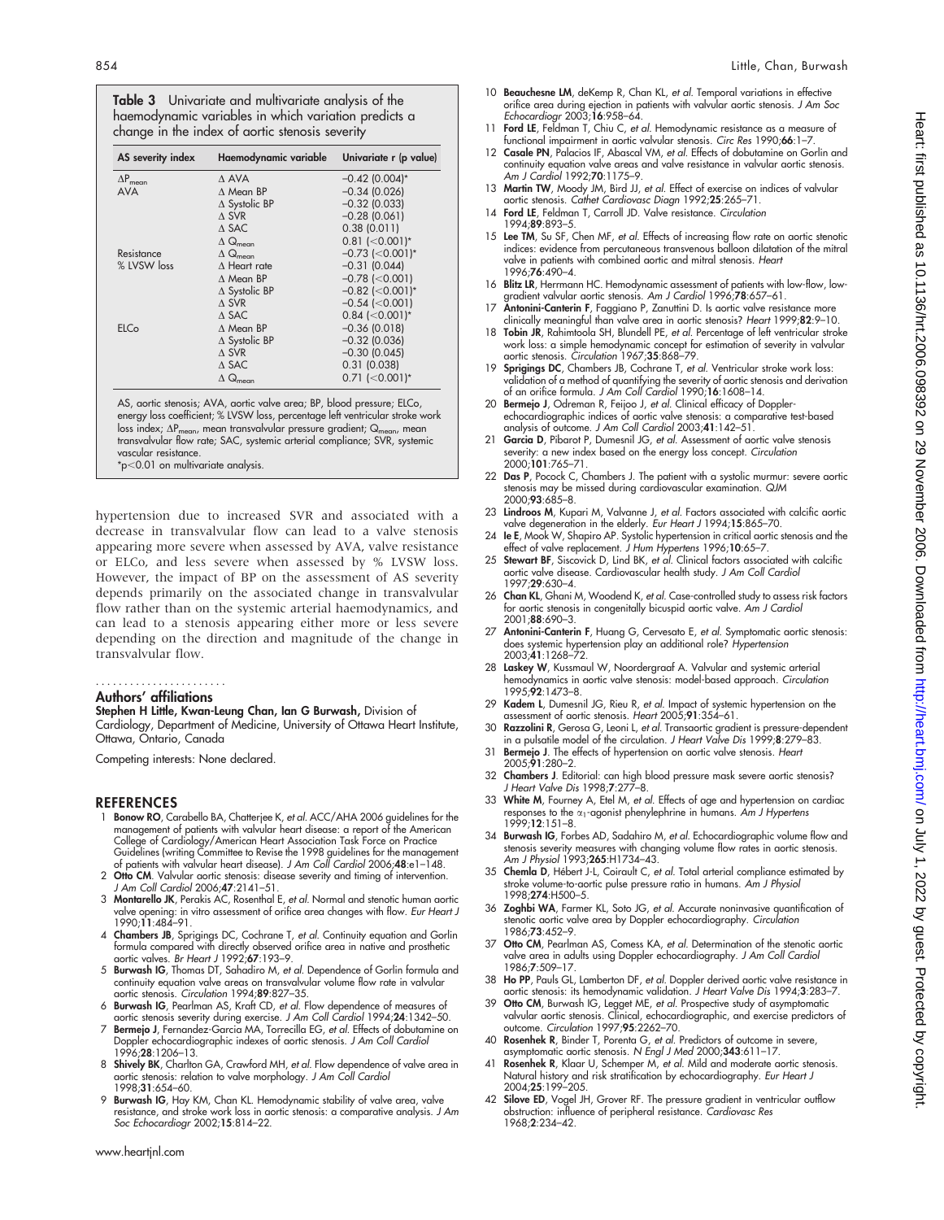**Table 3** Univariate and multivariate analysis of the haemodynamic variables in which variation predicts a change in the index of aortic stenosis severity

| AS severity index | Haemodynamic variable | Univariate r (p value) |
|---|---|---|
| $\Delta P_{mean}$ | $\Delta$ AVA | −0.42 (0.004)* |
| AVA | $\Delta$ Mean BP | −0.34 (0.026) |
| | $\Delta$ Systolic BP | −0.32 (0.033) |
| | $\Delta$ SVR | −0.28 (0.061) |
| | $\Delta$ SAC | 0.38 (0.011) |
| | $\Delta$ $Q_{mean}$ | 0.81 (<0.001)* |
| Resistance | $\Delta$ $Q_{mean}$ | −0.73 (<0.001)* |
| % LVSW loss | $\Delta$ Heart rate | −0.31 (0.044) |
| | $\Delta$ Mean BP | −0.78 (<0.001) |
| | $\Delta$ Systolic BP | −0.82 (<0.001)* |
| | $\Delta$ SVR | −0.54 (<0.001) |
| | $\Delta$ SAC | 0.84 (<0.001)* |
| ELCo | $\Delta$ Mean BP | −0.36 (0.018) |
| | $\Delta$ Systolic BP | −0.32 (0.036) |
| | $\Delta$ SVR | −0.30 (0.045) |
| | $\Delta$ SAC | 0.31 (0.038) |
| | $\Delta$ $Q_{mean}$ | 0.71 (<0.001)* |

AS, aortic stenosis; AVA, aortic valve area; BP, blood pressure; ELCo, energy loss coefficient; % LVSW loss, percentage left ventricular stroke work loss index; $\Delta P_{mean}$, mean transvalvular pressure gradient; $Q_{mean}$, mean transvalvular flow rate; SAC, systemic arterial compliance; SVR, systemic vascular resistance.
*$p<0.01$ on multivariate analysis.

hypertension due to increased SVR and associated with a decrease in transvalvular flow can lead to a valve stenosis appearing more severe when assessed by AVA, valve resistance or ELCo, and less severe when assessed by % LVSW loss. However, the impact of BP on the assessment of AS severity depends primarily on the associated change in transvalvular flow rather than on the systemic arterial haemodynamics, and can lead to a stenosis appearing either more or less severe depending on the direction and magnitude of the change in transvalvular flow.

## Authors' affiliations

**Stephen H Little, Kwan-Leung Chan, Ian G Burwash,** Division of Cardiology, Department of Medicine, University of Ottawa Heart Institute, Ottawa, Ontario, Canada

Competing interests: None declared.

## REFERENCES

1. **Bonow RO**, Carabello BA, Chatterjee K, *et al.* ACC/AHA 2006 guidelines for the management of patients with valvular heart disease: a report of the American College of Cardiology/American Heart Association Task Force on Practice Guidelines (writing Committee to Revise the 1998 guidelines for the management of patients with valvular heart disease). *J Am Coll Cardiol* 2006;**48**:e1–148.
2. **Otto CM**. Valvular aortic stenosis: disease severity and timing of intervention. *J Am Coll Cardiol* 2006;**47**:2141–51.
3. **Montarello JK**, Perakis AC, Rosenthal E, *et al.* Normal and stenotic human aortic valve opening: in vitro assessment of orifice area changes with flow. *Eur Heart J* 1990;**11**:484–91.
4. **Chambers JB**, Sprigings DC, Cochrane T, *et al.* Continuity equation and Gorlin formula compared with directly observed orifice area in native and prosthetic aortic valves. *Br Heart J* 1992;**67**:193–9.
5. **Burwash IG**, Thomas DT, Sadahiro M, *et al.* Dependence of Gorlin formula and continuity equation valve areas on transvalvular volume flow rate in valvular aortic stenosis. *Circulation* 1994;**89**:827–35.
6. **Burwash IG**, Pearlman AS, Kraft CD, *et al.* Flow dependence of measures of aortic stenosis severity during exercise. *J Am Coll Cardiol* 1994;**24**:1342–50.
7. **Bermejo J**, Fernandez-Garcia MA, Torrecilla EG, *et al.* Effects of dobutamine on Doppler echocardiographic indexes of aortic stenosis. *J Am Coll Cardiol* 1996;**28**:1206–13.
8. **Shively BK**, Charlton GA, Crawford MH, *et al.* Flow dependence of valve area in aortic stenosis: relation to valve morphology. *J Am Coll Cardiol* 1998;**31**:654–60.
9. **Burwash IG**, Hay KM, Chan KL. Hemodynamic stability of valve area, valve resistance, and stroke work loss in aortic stenosis: a comparative analysis. *J Am Soc Echocardiogr* 2002;**15**:814–22.
10. **Beauchesne LM**, deKemp R, Chan KL, *et al.* Temporal variations in effective orifice area during ejection in patients with valvular aortic stenosis. *J Am Soc Echocardiogr* 2003;**16**:958–64.
11. **Ford LE**, Feldman T, Chiu C, *et al.* Hemodynamic resistance as a measure of functional impairment in aortic valvular stenosis. *Circ Res* 1990;**66**:1–7.
12. **Casale PN**, Palacios IF, Abascal VM, *et al.* Effects of dobutamine on Gorlin and continuity equation valve areas and valve resistance in valvular aortic stenosis. *Am J Cardiol* 1992;**70**:1175–9.
13. **Martin TW**, Moody JM, Bird JJ, *et al.* Effect of exercise on indices of valvular aortic stenosis. *Cathet Cardiovasc Diagn* 1992;**25**:265–71.
14. **Ford LE**, Feldman T, Carroll JD. Valve resistance. *Circulation* 1994;**89**:893–5.
15. **Lee TM**, Su SF, Chen MF, *et al.* Effects of increasing flow rate on aortic stenotic indices: evidence from percutaneous transvenous balloon dilatation of the mitral valve in patients with combined aortic and mitral stenosis. *Heart* 1996;**76**:490–4.
16. **Blitz LR**, Herrmann HC. Hemodynamic assessment of patients with low-flow, low-gradient valvular aortic stenosis. *Am J Cardiol* 1996;**78**:657–61.
17. **Antonini-Canterin F**, Faggiano P, Zanuttini D. Is aortic valve resistance more clinically meaningful than valve area in aortic stenosis? *Heart* 1999;**82**:9–10.
18. **Tobin JR**, Rahimtoola SH, Blundell PE, *et al.* Percentage of left ventricular stroke work loss: a simple hemodynamic concept for estimation of severity in valvular aortic stenosis. *Circulation* 1967;**35**:868–79.
19. **Sprigings DC**, Chambers JB, Cochrane T, *et al.* Ventricular stroke work loss: validation of a method of quantifying the severity of aortic stenosis and derivation of an orifice formula. *J Am Coll Cardiol* 1990;**16**:1608–14.
20. **Bermejo J**, Odreman R, Feijoo J, *et al.* Clinical efficacy of Doppler-echocardiographic indices of aortic valve stenosis: a comparative test-based analysis of outcome. *J Am Coll Cardiol* 2003;**41**:142–51.
21. **Garcia D**, Pibarot P, Dumesnil JG, *et al.* Assessment of aortic valve stenosis severity: a new index based on the energy loss concept. *Circulation* 2000;**101**:765–71.
22. **Das P**, Pocock C, Chambers J. The patient with a systolic murmur: severe aortic stenosis may be missed during cardiovascular examination. *QJM* 2000;**93**:685–8.
23. **Lindroos M**, Kupari M, Valvanne J, *et al.* Factors associated with calcific aortic valve degeneration in the elderly. *Eur Heart J* 1994;**15**:865–70.
24. **Ie E**, Mook W, Shapiro AP. Systolic hypertension in critical aortic stenosis and the effect of valve replacement. *J Hum Hypertens* 1996;**10**:65–7.
25. **Stewart BF**, Siscovick D, Lind BK, *et al.* Clinical factors associated with calcific aortic valve disease. Cardiovascular health study. *J Am Coll Cardiol* 1997;**29**:630–4.
26. **Chan KL**, Ghani M, Woodend K, *et al.* Case-controlled study to assess risk factors for aortic stenosis in congenitally bicuspid aortic valve. *Am J Cardiol* 2001;**88**:690–3.
27. **Antonini-Canterin F**, Huang G, Cervesato E, *et al.* Symptomatic aortic stenosis: does systemic hypertension play an additional role? *Hypertension* 2003;**41**:1268–72.
28. **Laskey W**, Kussmaul W, Noordergraaf A. Valvular and systemic arterial hemodynamics in aortic valve stenosis: model-based approach. *Circulation* 1995;**92**:1473–8.
29. **Kadem L**, Dumesnil JG, Rieu R, *et al.* Impact of systemic hypertension on the assessment of aortic stenosis. *Heart* 2005;**91**:354–61.
30. **Razzolini R**, Gerosa G, Leoni L, *et al.* Transaortic gradient is pressure-dependent in a pulsatile model of the circulation. *J Heart Valve Dis* 1999;**8**:279–83.
31. **Bermejo J**. The effects of hypertension on aortic valve stenosis. *Heart* 2005;**91**:280–2.
32. **Chambers J**. Editorial: can high blood pressure mask severe aortic stenosis? *J Heart Valve Dis* 1998;**7**:277–8.
33. **White M**, Fourney A, Etel M, *et al.* Effects of age and hypertension on cardiac responses to the $\alpha_1$-agonist phenylephrine in humans. *Am J Hypertens* 1999;**12**:151–8.
34. **Burwash IG**, Forbes AD, Sadahiro M, *et al.* Echocardiographic volume flow and stenosis severity measures with changing volume flow rates in aortic stenosis. *Am J Physiol* 1993;**265**:H1734–43.
35. **Chemla D**, Hébert J-L, Coirault C, *et al.* Total arterial compliance estimated by stroke volume-to-aortic pulse pressure ratio in humans. *Am J Physiol* 1998;**274**:H500–5.
36. **Zoghbi WA**, Farmer KL, Soto JG, *et al.* Accurate noninvasive quantification of stenotic aortic valve area by Doppler echocardiography. *Circulation* 1986;**73**:452–9.
37. **Otto CM**, Pearlman AS, Comess KA, *et al.* Determination of the stenotic aortic valve area in adults using Doppler echocardiography. *J Am Coll Cardiol* 1986;**7**:509–17.
38. **Ho PP**, Pauls GL, Lamberton DF, *et al.* Doppler derived aortic valve resistance in aortic stenosis: its hemodynamic validation. *J Heart Valve Dis* 1994;**3**:283–7.
39. **Otto CM**, Burwash IG, Legget ME, *et al.* Prospective study of asymptomatic valvular aortic stenosis. Clinical, echocardiographic, and exercise predictors of outcome. *Circulation* 1997;**95**:2262–70.
40. **Rosenhek R**, Binder T, Porenta G, *et al.* Predictors of outcome in severe, asymptomatic aortic stenosis. *N Engl J Med* 2000;**343**:611–17.
41. **Rosenhek R**, Klaar U, Schemper M, *et al.* Mild and moderate aortic stenosis. Natural history and risk stratification by echocardiography. *Eur Heart J* 2004;**25**:199–205.
42. **Silove ED**, Vogel JH, Grover RF. The pressure gradient in ventricular outflow obstruction: influence of peripheral resistance. *Cardiovasc Res* 1968;**2**:234–42.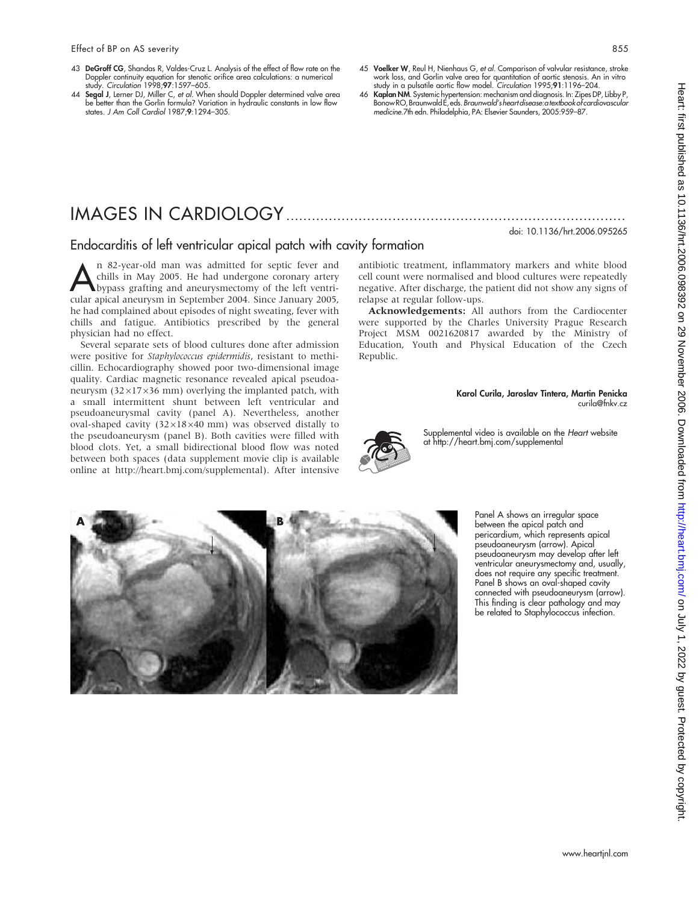43 **DeGroff CG**, Shandas R, Valdes-Cruz L. Analysis of the effect of flow rate on the Doppler continuity equation for stenotic orifice area calculations: a numerical study. *Circulation* 1998;**97**:1597–605.

44 **Segal J**, Lerner DJ, Miller C, *et al*. When should Doppler determined valve area be better than the Gorlin formula? Variation in hydraulic constants in low flow states. *J Am Coll Cardiol* 1987;**9**:1294–305.

45 **Voelker W**, Reul H, Nienhaus G, *et al*. Comparison of valvular resistance, stroke work loss, and Gorlin valve area for quantitation of aortic stenosis. An in vitro study in a pulsatile aortic flow model. *Circulation* 1995;**91**:1196–204.

46 **Kaplan NM**. Systemic hypertension: mechanism and diagnosis. In: Zipes DP, Libby P, Bonow RO, Braunwald E, eds. *Braunwald's heart disease: a textbook of cardiovascular medicine*. 7th edn. Philadelphia, PA: Elsevier Saunders, 2005:959–87.

# IMAGES IN CARDIOLOGY

doi: 10.1136/hrt.2006.095265

## Endocarditis of left ventricular apical patch with cavity formation

An 82-year-old man was admitted for septic fever and chills in May 2005. He had undergone coronary artery bypass grafting and aneurysmectomy of the left ventricular apical aneurysm in September 2004. Since January 2005, he had complained about episodes of night sweating, fever with chills and fatigue. Antibiotics prescribed by the general physician had no effect.

Several separate sets of blood cultures done after admission were positive for *Staphylococcus epidermidis*, resistant to methicillin. Echocardiography showed poor two-dimensional image quality. Cardiac magnetic resonance revealed apical pseudoaneurysm (32×17×36 mm) overlying the implanted patch, with a small intermittent shunt between left ventricular and pseudoaneurysmal cavity (panel A). Nevertheless, another oval-shaped cavity (32×18×40 mm) was observed distally to the pseudoaneurysm (panel B). Both cavities were filled with blood clots. Yet, a small bidirectional blood flow was noted between both spaces (data supplement movie clip is available online at http://heart.bmj.com/supplemental). After intensive antibiotic treatment, inflammatory markers and white blood cell count were normalised and blood cultures were repeatedly negative. After discharge, the patient did not show any signs of relapse at regular follow-ups.

**Acknowledgements:** All authors from the Cardiocenter were supported by the Charles University Prague Research Project MSM 0021620817 awarded by the Ministry of Education, Youth and Physical Education of the Czech Republic.

**Karol Curila, Jaroslav Tintera, Martin Penicka**
curila@fnkv.cz

Supplemental video is available on the *Heart* website at http://heart.bmj.com/supplemental

Panel A shows an irregular space between the apical patch and pericardium, which represents apical pseudoaneurysm (arrow). Apical pseudoaneurysm may develop after left ventricular aneurysmectomy and, usually, does not require any specific treatment. Panel B shows an oval-shaped cavity connected with pseudoaneurysm (arrow). This finding is clear pathology and may be related to Staphylococcus infection.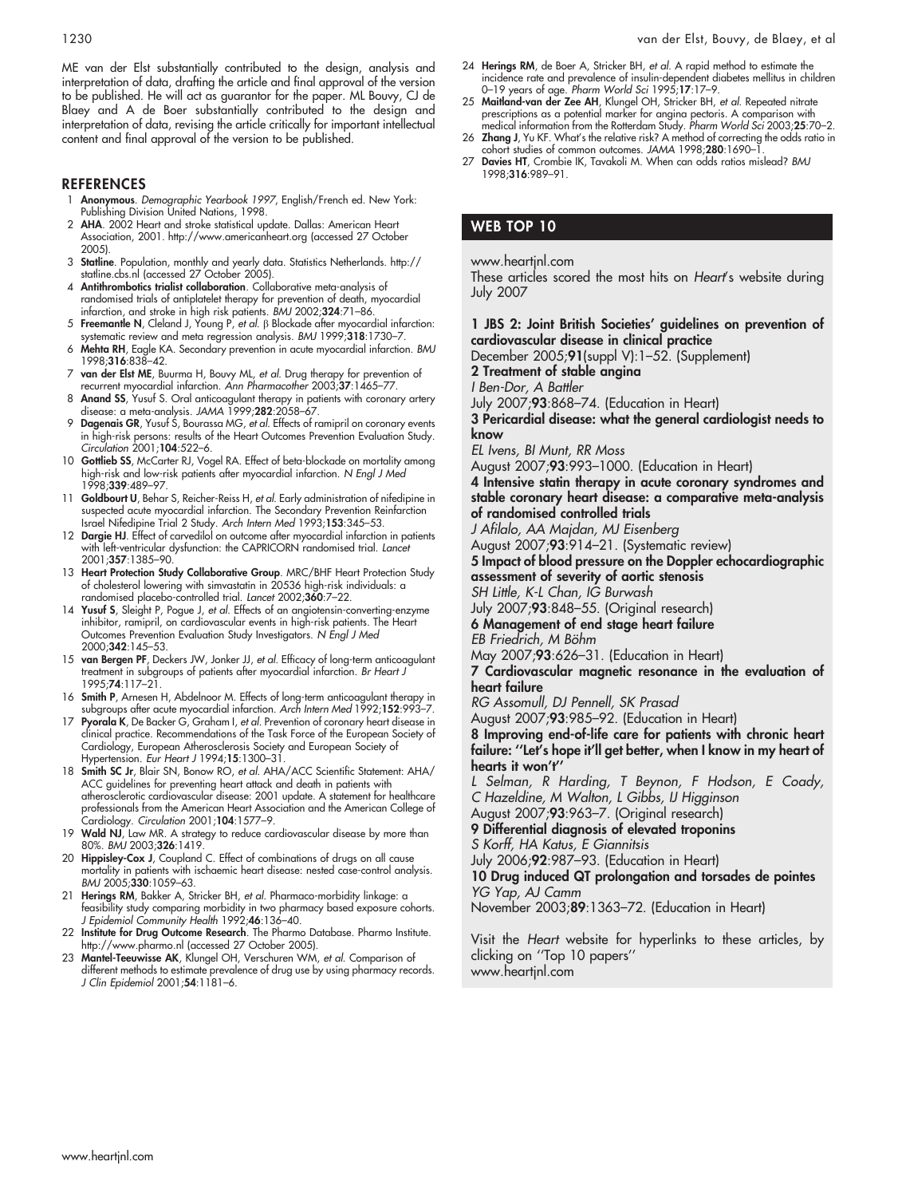ME van der Elst substantially contributed to the design, analysis and interpretation of data, drafting the article and final approval of the version to be published. He will act as guarantor for the paper. ML Bouvy, CJ de Blaey and A de Boer substantially contributed to the design and interpretation of data, revising the article critically for important intellectual content and final approval of the version to be published.

## REFERENCES

1. **Anonymous**. *Demographic Yearbook 1997*, English/French ed. New York: Publishing Division United Nations, 1998.
2. **AHA**. 2002 Heart and stroke statistical update. Dallas: American Heart Association, 2001. http://www.americanheart.org (accessed 27 October 2005).
3. **Statline**. Population, monthly and yearly data. Statistics Netherlands. http://statline.cbs.nl (accessed 27 October 2005).
4. **Antithrombotics trialist collaboration**. Collaborative meta-analysis of randomised trials of antiplatelet therapy for prevention of death, myocardial infarction, and stroke in high risk patients. *BMJ* 2002;**324**:71–86.
5. **Freemantle N**, Cleland J, Young P, *et al*. β Blockade after myocardial infarction: systematic review and meta regression analysis. *BMJ* 1999;**318**:1730–7.
6. **Mehta RH**, Eagle KA. Secondary prevention in acute myocardial infarction. *BMJ* 1998;**316**:838–42.
7. **van der Elst ME**, Buurma H, Bouvy ML, *et al*. Drug therapy for prevention of recurrent myocardial infarction. *Ann Pharmacother* 2003;**37**:1465–77.
8. **Anand SS**, Yusuf S. Oral anticoagulant therapy in patients with coronary artery disease: a meta-analysis. *JAMA* 1999;**282**:2058–67.
9. **Dagenais GR**, Yusuf S, Bourassa MG, *et al*. Effects of ramipril on coronary events in high-risk persons: results of the Heart Outcomes Prevention Evaluation Study. *Circulation* 2001;**104**:522–6.
10. **Gottlieb SS**, McCarter RJ, Vogel RA. Effect of beta-blockade on mortality among high-risk and low-risk patients after myocardial infarction. *N Engl J Med* 1998;**339**:489–97.
11. **Goldbourt U**, Behar S, Reicher-Reiss H, *et al*. Early administration of nifedipine in suspected acute myocardial infarction. The Secondary Prevention Reinfarction Israel Nifedipine Trial 2 Study. *Arch Intern Med* 1993;**153**:345–53.
12. **Dargie HJ**. Effect of carvedilol on outcome after myocardial infarction in patients with left-ventricular dysfunction: the CAPRICORN randomised trial. *Lancet* 2001;**357**:1385–90.
13. **Heart Protection Study Collaborative Group**. MRC/BHF Heart Protection Study of cholesterol lowering with simvastatin in 20536 high-risk individuals: a randomised placebo-controlled trial. *Lancet* 2002;**360**:7–22.
14. **Yusuf S**, Sleight P, Pogue J, *et al*. Effects of an angiotensin-converting-enzyme inhibitor, ramipril, on cardiovascular events in high-risk patients. The Heart Outcomes Prevention Evaluation Study Investigators. *N Engl J Med* 2000;**342**:145–53.
15. **van Bergen PF**, Deckers JW, Jonker JJ, *et al*. Efficacy of long-term anticoagulant treatment in subgroups of patients after myocardial infarction. *Br Heart J* 1995;**74**:117–21.
16. **Smith P**, Arnesen H, Abdelnoor M. Effects of long-term anticoagulant therapy in subgroups after acute myocardial infarction. *Arch Intern Med* 1992;**152**:993–7.
17. **Pyorala K**, De Backer G, Graham I, *et al*. Prevention of coronary heart disease in clinical practice. Recommendations of the Task Force of the European Society of Cardiology, European Atherosclerosis Society and European Society of Hypertension. *Eur Heart J* 1994;**15**:1300–31.
18. **Smith SC Jr**, Blair SN, Bonow RO, *et al*. AHA/ACC Scientific Statement: AHA/ACC guidelines for preventing heart attack and death in patients with atherosclerotic cardiovascular disease: 2001 update. A statement for healthcare professionals from the American Heart Association and the American College of Cardiology. *Circulation* 2001;**104**:1577–9.
19. **Wald NJ**, Law MR. A strategy to reduce cardiovascular disease by more than 80%. *BMJ* 2003;**326**:1419.
20. **Hippisley-Cox J**, Coupland C. Effect of combinations of drugs on all cause mortality in patients with ischaemic heart disease: nested case-control analysis. *BMJ* 2005;**330**:1059–63.
21. **Herings RM**, Bakker A, Stricker BH, *et al*. Pharmaco-morbidity linkage: a feasibility study comparing morbidity in two pharmacy based exposure cohorts. *J Epidemiol Community Health* 1992;**46**:136–40.
22. **Institute for Drug Outcome Research**. The Pharmo Database. Pharmo Institute. http://www.pharmo.nl (accessed 27 October 2005).
23. **Mantel-Teeuwisse AK**, Klungel OH, Verschuren WM, *et al*. Comparison of different methods to estimate prevalence of drug use by using pharmacy records. *J Clin Epidemiol* 2001;**54**:1181–6.
24. **Herings RM**, de Boer A, Stricker BH, *et al*. A rapid method to estimate the incidence rate and prevalence of insulin-dependent diabetes mellitus in children 0–19 years of age. *Pharm World Sci* 1995;**17**:17–9.
25. **Maitland-van der Zee AH**, Klungel OH, Stricker BH, *et al*. Repeated nitrate prescriptions as a potential marker for angina pectoris. A comparison with medical information from the Rotterdam Study. *Pharm World Sci* 2003;**25**:70–2.
26. **Zhang J**, Yu KF. What's the relative risk? A method of correcting the odds ratio in cohort studies of common outcomes. *JAMA* 1998;**280**:1690–1.
27. **Davies HT**, Crombie IK, Tavakoli M. When can odds ratios mislead? *BMJ* 1998;**316**:989–91.

## WEB TOP 10

www.heartjnl.com

These articles scored the most hits on *Heart*'s website during July 2007

**1 JBS 2: Joint British Societies' guidelines on prevention of cardiovascular disease in clinical practice**
December 2005;**91**(suppl V):1–52. (Supplement)

**2 Treatment of stable angina**
*I Ben-Dor, A Battler*
July 2007;**93**:868–74. (Education in Heart)

**3 Pericardial disease: what the general cardiologist needs to know**
*EL Ivens, BI Munt, RR Moss*
August 2007;**93**:993–1000. (Education in Heart)

**4 Intensive statin therapy in acute coronary syndromes and stable coronary heart disease: a comparative meta-analysis of randomised controlled trials**
*J Afilalo, AA Majdan, MJ Eisenberg*
August 2007;**93**:914–21. (Systematic review)

**5 Impact of blood pressure on the Doppler echocardiographic assessment of severity of aortic stenosis**
*SH Little, K-L Chan, IG Burwash*
July 2007;**93**:848–55. (Original research)

**6 Management of end stage heart failure**
*EB Friedrich, M Böhm*
May 2007;**93**:626–31. (Education in Heart)

**7 Cardiovascular magnetic resonance in the evaluation of heart failure**
*RG Assomull, DJ Pennell, SK Prasad*
August 2007;**93**:985–92. (Education in Heart)

**8 Improving end-of-life care for patients with chronic heart failure: ''Let's hope it'll get better, when I know in my heart of hearts it won't''**
*L Selman, R Harding, T Beynon, F Hodson, E Coady, C Hazeldine, M Walton, L Gibbs, IJ Higginson*
August 2007;**93**:963–7. (Original research)

**9 Differential diagnosis of elevated troponins**
*S Korff, HA Katus, E Giannitsis*
July 2006;**92**:987–93. (Education in Heart)

**10 Drug induced QT prolongation and torsades de pointes**
*YG Yap, AJ Camm*
November 2003;**89**:1363–72. (Education in Heart)

Visit the *Heart* website for hyperlinks to these articles, by clicking on ''Top 10 papers''
www.heartjnl.com